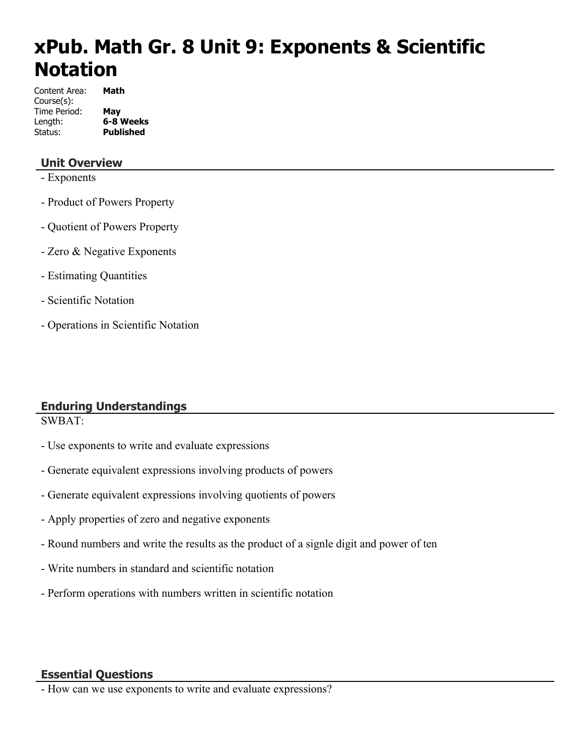# xPub. Math Gr. 8 Unit 9: Exponents & Scientific Notation

Content Area: **Math**
Course(s):
Time Period: **May**
Length: **6-8 Weeks**
Status: **Published**

## Unit Overview

- Exponents

- Product of Powers Property

- Quotient of Powers Property

- Zero & Negative Exponents

- Estimating Quantities

- Scientific Notation

- Operations in Scientific Notation

## Enduring Understandings

SWBAT:

- Use exponents to write and evaluate expressions

- Generate equivalent expressions involving products of powers

- Generate equivalent expressions involving quotients of powers

- Apply properties of zero and negative exponents

- Round numbers and write the results as the product of a signle digit and power of ten

- Write numbers in standard and scientific notation

- Perform operations with numbers written in scientific notation

## Essential Questions

- How can we use exponents to write and evaluate expressions?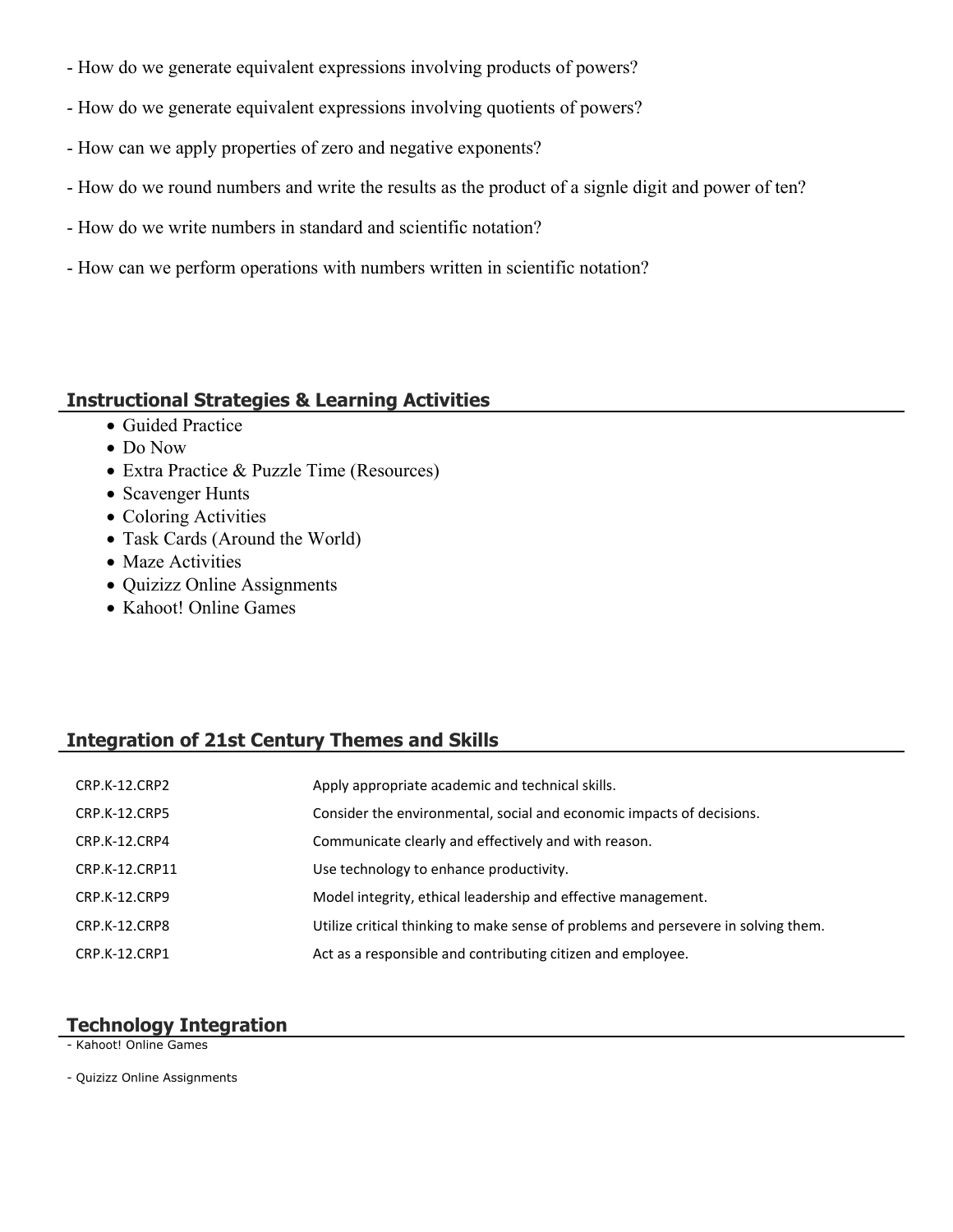- How do we generate equivalent expressions involving products of powers?

- How do we generate equivalent expressions involving quotients of powers?

- How can we apply properties of zero and negative exponents?

- How do we round numbers and write the results as the product of a signle digit and power of ten?

- How do we write numbers in standard and scientific notation?

- How can we perform operations with numbers written in scientific notation?

## Instructional Strategies & Learning Activities

- Guided Practice
- Do Now
- Extra Practice & Puzzle Time (Resources)
- Scavenger Hunts
- Coloring Activities
- Task Cards (Around the World)
- Maze Activities
- Quizizz Online Assignments
- Kahoot! Online Games

## Integration of 21st Century Themes and Skills

| | |
|---|---|
| CRP.K-12.CRP2 | Apply appropriate academic and technical skills. |
| CRP.K-12.CRP5 | Consider the environmental, social and economic impacts of decisions. |
| CRP.K-12.CRP4 | Communicate clearly and effectively and with reason. |
| CRP.K-12.CRP11 | Use technology to enhance productivity. |
| CRP.K-12.CRP9 | Model integrity, ethical leadership and effective management. |
| CRP.K-12.CRP8 | Utilize critical thinking to make sense of problems and persevere in solving them. |
| CRP.K-12.CRP1 | Act as a responsible and contributing citizen and employee. |

## Technology Integration

- Kahoot! Online Games

- Quizizz Online Assignments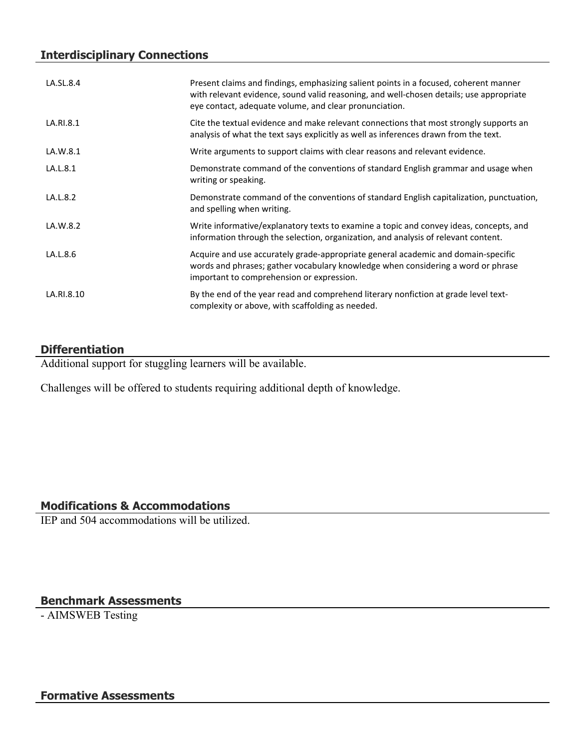## Interdisciplinary Connections

| | |
|---|---|
| LA.SL.8.4 | Present claims and findings, emphasizing salient points in a focused, coherent manner with relevant evidence, sound valid reasoning, and well-chosen details; use appropriate eye contact, adequate volume, and clear pronunciation. |
| LA.RI.8.1 | Cite the textual evidence and make relevant connections that most strongly supports an analysis of what the text says explicitly as well as inferences drawn from the text. |
| LA.W.8.1 | Write arguments to support claims with clear reasons and relevant evidence. |
| LA.L.8.1 | Demonstrate command of the conventions of standard English grammar and usage when writing or speaking. |
| LA.L.8.2 | Demonstrate command of the conventions of standard English capitalization, punctuation, and spelling when writing. |
| LA.W.8.2 | Write informative/explanatory texts to examine a topic and convey ideas, concepts, and information through the selection, organization, and analysis of relevant content. |
| LA.L.8.6 | Acquire and use accurately grade-appropriate general academic and domain-specific words and phrases; gather vocabulary knowledge when considering a word or phrase important to comprehension or expression. |
| LA.RI.8.10 | By the end of the year read and comprehend literary nonfiction at grade level text-complexity or above, with scaffolding as needed. |

## Differentiation

Additional support for stuggling learners will be available.

Challenges will be offered to students requiring additional depth of knowledge.

## Modifications & Accommodations

IEP and 504 accommodations will be utilized.

## Benchmark Assessments

- AIMSWEB Testing

## Formative Assessments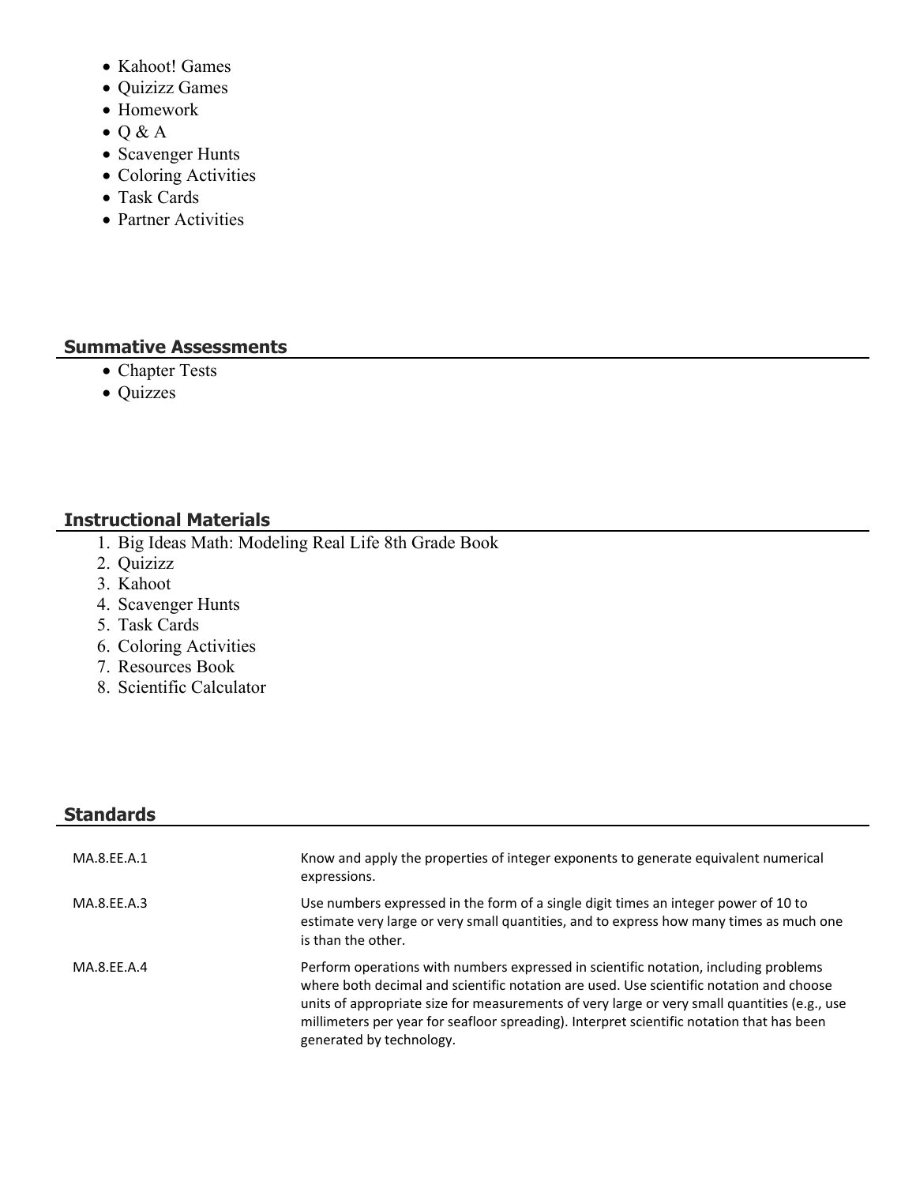- Kahoot! Games
- Quizizz Games
- Homework
- Q & A
- Scavenger Hunts
- Coloring Activities
- Task Cards
- Partner Activities

## Summative Assessments

- Chapter Tests
- Quizzes

## Instructional Materials

1. Big Ideas Math: Modeling Real Life 8th Grade Book
2. Quizizz
3. Kahoot
4. Scavenger Hunts
5. Task Cards
6. Coloring Activities
7. Resources Book
8. Scientific Calculator

## Standards

| | |
|---|---|
| MA.8.EE.A.1 | Know and apply the properties of integer exponents to generate equivalent numerical expressions. |
| MA.8.EE.A.3 | Use numbers expressed in the form of a single digit times an integer power of 10 to estimate very large or very small quantities, and to express how many times as much one is than the other. |
| MA.8.EE.A.4 | Perform operations with numbers expressed in scientific notation, including problems where both decimal and scientific notation are used. Use scientific notation and choose units of appropriate size for measurements of very large or very small quantities (e.g., use millimeters per year for seafloor spreading). Interpret scientific notation that has been generated by technology. |